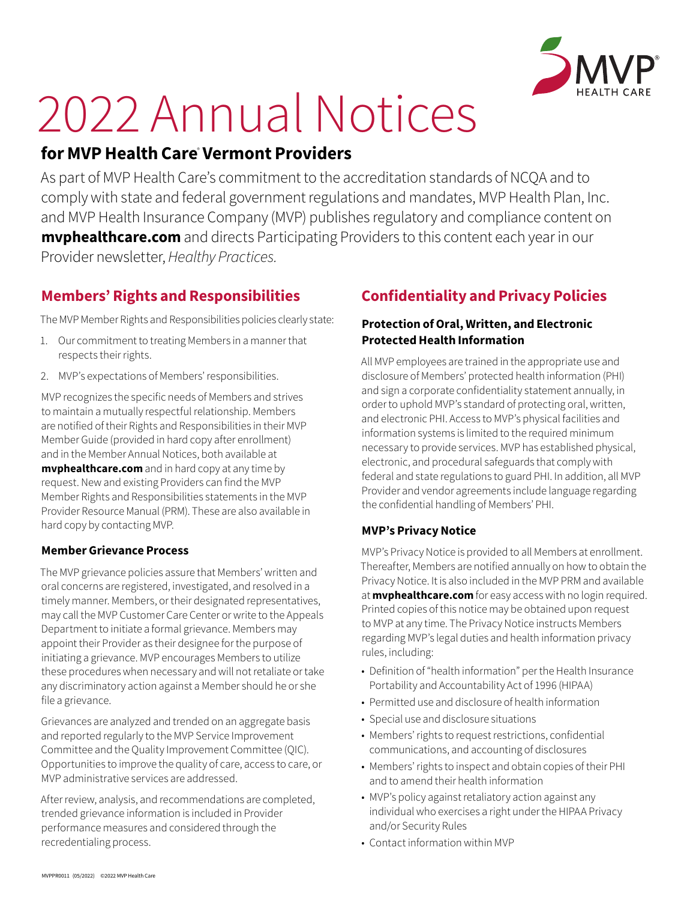# 2022 Annual Notices

## for MVP Health Care® Vermont Providers

As part of MVP Health Care's commitment to the accreditation standards of NCQA and to comply with state and federal government regulations and mandates, MVP Health Plan, Inc. and MVP Health Insurance Company (MVP) publishes regulatory and compliance content on **mvphealthcare.com** and directs Participating Providers to this content each year in our Provider newsletter, *Healthy Practices.*

## Members' Rights and Responsibilities

The MVP Member Rights and Responsibilities policies clearly state:

1. Our commitment to treating Members in a manner that respects their rights.
2. MVP's expectations of Members' responsibilities.

MVP recognizes the specific needs of Members and strives to maintain a mutually respectful relationship. Members are notified of their Rights and Responsibilities in their MVP Member Guide (provided in hard copy after enrollment) and in the Member Annual Notices, both available at **mvphealthcare.com** and in hard copy at any time by request. New and existing Providers can find the MVP Member Rights and Responsibilities statements in the MVP Provider Resource Manual (PRM). These are also available in hard copy by contacting MVP.

### Member Grievance Process

The MVP grievance policies assure that Members' written and oral concerns are registered, investigated, and resolved in a timely manner. Members, or their designated representatives, may call the MVP Customer Care Center or write to the Appeals Department to initiate a formal grievance. Members may appoint their Provider as their designee for the purpose of initiating a grievance. MVP encourages Members to utilize these procedures when necessary and will not retaliate or take any discriminatory action against a Member should he or she file a grievance.

Grievances are analyzed and trended on an aggregate basis and reported regularly to the MVP Service Improvement Committee and the Quality Improvement Committee (QIC). Opportunities to improve the quality of care, access to care, or MVP administrative services are addressed.

After review, analysis, and recommendations are completed, trended grievance information is included in Provider performance measures and considered through the recredentialing process.

## Confidentiality and Privacy Policies

### Protection of Oral, Written, and Electronic Protected Health Information

All MVP employees are trained in the appropriate use and disclosure of Members' protected health information (PHI) and sign a corporate confidentiality statement annually, in order to uphold MVP's standard of protecting oral, written, and electronic PHI. Access to MVP's physical facilities and information systems is limited to the required minimum necessary to provide services. MVP has established physical, electronic, and procedural safeguards that comply with federal and state regulations to guard PHI. In addition, all MVP Provider and vendor agreements include language regarding the confidential handling of Members' PHI.

### MVP's Privacy Notice

MVP's Privacy Notice is provided to all Members at enrollment. Thereafter, Members are notified annually on how to obtain the Privacy Notice. It is also included in the MVP PRM and available at **mvphealthcare.com** for easy access with no login required. Printed copies of this notice may be obtained upon request to MVP at any time. The Privacy Notice instructs Members regarding MVP's legal duties and health information privacy rules, including:

- Definition of "health information" per the Health Insurance Portability and Accountability Act of 1996 (HIPAA)
- Permitted use and disclosure of health information
- Special use and disclosure situations
- Members' rights to request restrictions, confidential communications, and accounting of disclosures
- Members' rights to inspect and obtain copies of their PHI and to amend their health information
- MVP's policy against retaliatory action against any individual who exercises a right under the HIPAA Privacy and/or Security Rules
- Contact information within MVP

MVPPR0011 (05/2022) ©2022 MVP Health Care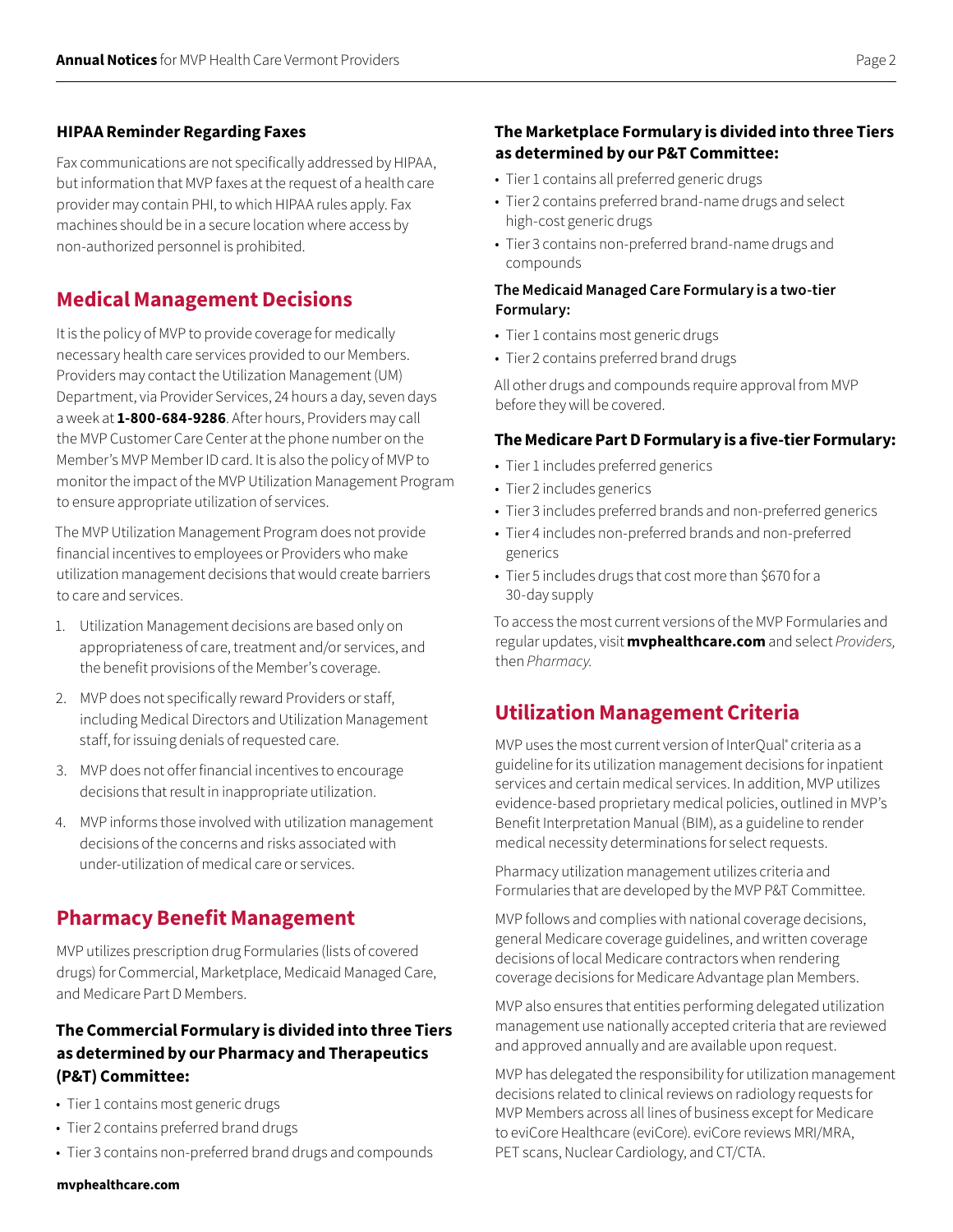### HIPAA Reminder Regarding Faxes

Fax communications are not specifically addressed by HIPAA, but information that MVP faxes at the request of a health care provider may contain PHI, to which HIPAA rules apply. Fax machines should be in a secure location where access by non-authorized personnel is prohibited.

## Medical Management Decisions

It is the policy of MVP to provide coverage for medically necessary health care services provided to our Members. Providers may contact the Utilization Management (UM) Department, via Provider Services, 24 hours a day, seven days a week at **1-800-684-9286**. After hours, Providers may call the MVP Customer Care Center at the phone number on the Member's MVP Member ID card. It is also the policy of MVP to monitor the impact of the MVP Utilization Management Program to ensure appropriate utilization of services.

The MVP Utilization Management Program does not provide financial incentives to employees or Providers who make utilization management decisions that would create barriers to care and services.

1. Utilization Management decisions are based only on appropriateness of care, treatment and/or services, and the benefit provisions of the Member's coverage.
2. MVP does not specifically reward Providers or staff, including Medical Directors and Utilization Management staff, for issuing denials of requested care.
3. MVP does not offer financial incentives to encourage decisions that result in inappropriate utilization.
4. MVP informs those involved with utilization management decisions of the concerns and risks associated with under-utilization of medical care or services.

## Pharmacy Benefit Management

MVP utilizes prescription drug Formularies (lists of covered drugs) for Commercial, Marketplace, Medicaid Managed Care, and Medicare Part D Members.

### The Commercial Formulary is divided into three Tiers as determined by our Pharmacy and Therapeutics (P&T) Committee:

- Tier 1 contains most generic drugs
- Tier 2 contains preferred brand drugs
- Tier 3 contains non-preferred brand drugs and compounds

### The Marketplace Formulary is divided into three Tiers as determined by our P&T Committee:

- Tier 1 contains all preferred generic drugs
- Tier 2 contains preferred brand-name drugs and select high-cost generic drugs
- Tier 3 contains non-preferred brand-name drugs and compounds

**The Medicaid Managed Care Formulary is a two-tier Formulary:**

- Tier 1 contains most generic drugs
- Tier 2 contains preferred brand drugs

All other drugs and compounds require approval from MVP before they will be covered.

### The Medicare Part D Formulary is a five-tier Formulary:

- Tier 1 includes preferred generics
- Tier 2 includes generics
- Tier 3 includes preferred brands and non-preferred generics
- Tier 4 includes non-preferred brands and non-preferred generics
- Tier 5 includes drugs that cost more than $670 for a 30-day supply

To access the most current versions of the MVP Formularies and regular updates, visit **mvphealthcare.com** and select *Providers*, then *Pharmacy*.

## Utilization Management Criteria

MVP uses the most current version of InterQual® criteria as a guideline for its utilization management decisions for inpatient services and certain medical services. In addition, MVP utilizes evidence-based proprietary medical policies, outlined in MVP's Benefit Interpretation Manual (BIM), as a guideline to render medical necessity determinations for select requests.

Pharmacy utilization management utilizes criteria and Formularies that are developed by the MVP P&T Committee.

MVP follows and complies with national coverage decisions, general Medicare coverage guidelines, and written coverage decisions of local Medicare contractors when rendering coverage decisions for Medicare Advantage plan Members.

MVP also ensures that entities performing delegated utilization management use nationally accepted criteria that are reviewed and approved annually and are available upon request.

MVP has delegated the responsibility for utilization management decisions related to clinical reviews on radiology requests for MVP Members across all lines of business except for Medicare to eviCore Healthcare (eviCore). eviCore reviews MRI/MRA, PET scans, Nuclear Cardiology, and CT/CTA.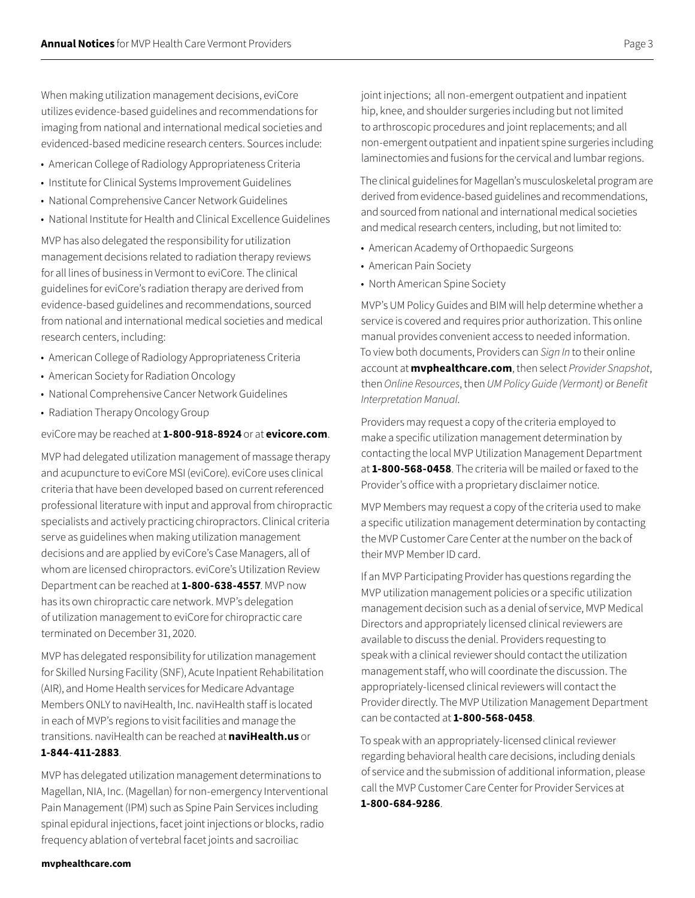When making utilization management decisions, eviCore utilizes evidence-based guidelines and recommendations for imaging from national and international medical societies and evidenced-based medicine research centers. Sources include:

- American College of Radiology Appropriateness Criteria
- Institute for Clinical Systems Improvement Guidelines
- National Comprehensive Cancer Network Guidelines
- National Institute for Health and Clinical Excellence Guidelines

MVP has also delegated the responsibility for utilization management decisions related to radiation therapy reviews for all lines of business in Vermont to eviCore. The clinical guidelines for eviCore's radiation therapy are derived from evidence-based guidelines and recommendations, sourced from national and international medical societies and medical research centers, including:

- American College of Radiology Appropriateness Criteria
- American Society for Radiation Oncology
- National Comprehensive Cancer Network Guidelines
- Radiation Therapy Oncology Group

eviCore may be reached at **1-800-918-8924** or at **evicore.com**.

MVP had delegated utilization management of massage therapy and acupuncture to eviCore MSI (eviCore). eviCore uses clinical criteria that have been developed based on current referenced professional literature with input and approval from chiropractic specialists and actively practicing chiropractors. Clinical criteria serve as guidelines when making utilization management decisions and are applied by eviCore's Case Managers, all of whom are licensed chiropractors. eviCore's Utilization Review Department can be reached at **1-800-638-4557**. MVP now has its own chiropractic care network. MVP's delegation of utilization management to eviCore for chiropractic care terminated on December 31, 2020.

MVP has delegated responsibility for utilization management for Skilled Nursing Facility (SNF), Acute Inpatient Rehabilitation (AIR), and Home Health services for Medicare Advantage Members ONLY to naviHealth, Inc. naviHealth staff is located in each of MVP's regions to visit facilities and manage the transitions. naviHealth can be reached at **naviHealth.us** or **1-844-411-2883**.

MVP has delegated utilization management determinations to Magellan, NIA, Inc. (Magellan) for non-emergency Interventional Pain Management (IPM) such as Spine Pain Services including spinal epidural injections, facet joint injections or blocks, radio frequency ablation of vertebral facet joints and sacroiliac joint injections; all non-emergent outpatient and inpatient hip, knee, and shoulder surgeries including but not limited to arthroscopic procedures and joint replacements; and all non-emergent outpatient and inpatient spine surgeries including laminectomies and fusions for the cervical and lumbar regions.

The clinical guidelines for Magellan's musculoskeletal program are derived from evidence-based guidelines and recommendations, and sourced from national and international medical societies and medical research centers, including, but not limited to:

- American Academy of Orthopaedic Surgeons
- American Pain Society
- North American Spine Society

MVP's UM Policy Guides and BIM will help determine whether a service is covered and requires prior authorization. This online manual provides convenient access to needed information. To view both documents, Providers can *Sign In* to their online account at **mvphealthcare.com**, then select *Provider Snapshot*, then *Online Resources*, then *UM Policy Guide (Vermont)* or *Benefit Interpretation Manual*.

Providers may request a copy of the criteria employed to make a specific utilization management determination by contacting the local MVP Utilization Management Department at **1-800-568-0458**. The criteria will be mailed or faxed to the Provider's office with a proprietary disclaimer notice.

MVP Members may request a copy of the criteria used to make a specific utilization management determination by contacting the MVP Customer Care Center at the number on the back of their MVP Member ID card.

If an MVP Participating Provider has questions regarding the MVP utilization management policies or a specific utilization management decision such as a denial of service, MVP Medical Directors and appropriately licensed clinical reviewers are available to discuss the denial. Providers requesting to speak with a clinical reviewer should contact the utilization management staff, who will coordinate the discussion. The appropriately-licensed clinical reviewers will contact the Provider directly. The MVP Utilization Management Department can be contacted at **1-800-568-0458**.

To speak with an appropriately-licensed clinical reviewer regarding behavioral health care decisions, including denials of service and the submission of additional information, please call the MVP Customer Care Center for Provider Services at **1-800-684-9286**.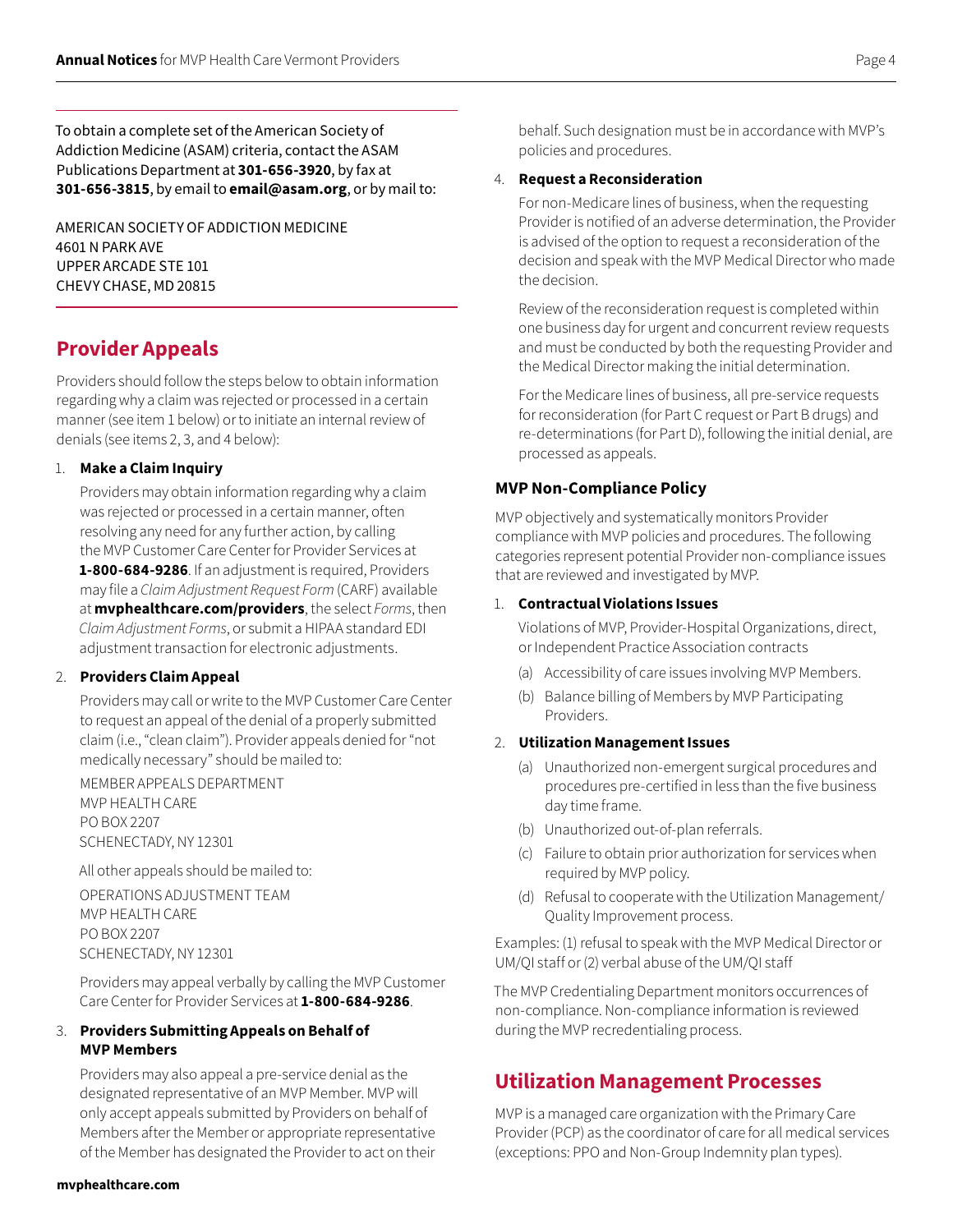To obtain a complete set of the American Society of Addiction Medicine (ASAM) criteria, contact the ASAM Publications Department at **301-656-3920**, by fax at **301-656-3815**, by email to **email@asam.org**, or by mail to:

AMERICAN SOCIETY OF ADDICTION MEDICINE
4601 N PARK AVE
UPPER ARCADE STE 101
CHEVY CHASE, MD 20815

## Provider Appeals

Providers should follow the steps below to obtain information regarding why a claim was rejected or processed in a certain manner (see item 1 below) or to initiate an internal review of denials (see items 2, 3, and 4 below):

1. **Make a Claim Inquiry**

   Providers may obtain information regarding why a claim was rejected or processed in a certain manner, often resolving any need for any further action, by calling the MVP Customer Care Center for Provider Services at **1-800-684-9286**. If an adjustment is required, Providers may file a *Claim Adjustment Request Form* (CARF) available at **mvphealthcare.com/providers**, the select *Forms*, then *Claim Adjustment Forms*, or submit a HIPAA standard EDI adjustment transaction for electronic adjustments.

2. **Providers Claim Appeal**

   Providers may call or write to the MVP Customer Care Center to request an appeal of the denial of a properly submitted claim (i.e., "clean claim"). Provider appeals denied for "not medically necessary" should be mailed to:

   MEMBER APPEALS DEPARTMENT
   MVP HEALTH CARE
   PO BOX 2207
   SCHENECTADY, NY 12301

   All other appeals should be mailed to:

   OPERATIONS ADJUSTMENT TEAM
   MVP HEALTH CARE
   PO BOX 2207
   SCHENECTADY, NY 12301

   Providers may appeal verbally by calling the MVP Customer Care Center for Provider Services at **1-800-684-9286**.

3. **Providers Submitting Appeals on Behalf of MVP Members**

   Providers may also appeal a pre-service denial as the designated representative of an MVP Member. MVP will only accept appeals submitted by Providers on behalf of Members after the Member or appropriate representative of the Member has designated the Provider to act on their behalf. Such designation must be in accordance with MVP's policies and procedures.

4. **Request a Reconsideration**

   For non-Medicare lines of business, when the requesting Provider is notified of an adverse determination, the Provider is advised of the option to request a reconsideration of the decision and speak with the MVP Medical Director who made the decision.

   Review of the reconsideration request is completed within one business day for urgent and concurrent review requests and must be conducted by both the requesting Provider and the Medical Director making the initial determination.

   For the Medicare lines of business, all pre-service requests for reconsideration (for Part C request or Part B drugs) and re-determinations (for Part D), following the initial denial, are processed as appeals.

### MVP Non-Compliance Policy

MVP objectively and systematically monitors Provider compliance with MVP policies and procedures. The following categories represent potential Provider non-compliance issues that are reviewed and investigated by MVP.

1. **Contractual Violations Issues**

   Violations of MVP, Provider-Hospital Organizations, direct, or Independent Practice Association contracts

   (a) Accessibility of care issues involving MVP Members.

   (b) Balance billing of Members by MVP Participating Providers.

2. **Utilization Management Issues**

   (a) Unauthorized non-emergent surgical procedures and procedures pre-certified in less than the five business day time frame.

   (b) Unauthorized out-of-plan referrals.

   (c) Failure to obtain prior authorization for services when required by MVP policy.

   (d) Refusal to cooperate with the Utilization Management/Quality Improvement process.

Examples: (1) refusal to speak with the MVP Medical Director or UM/QI staff or (2) verbal abuse of the UM/QI staff

The MVP Credentialing Department monitors occurrences of non-compliance. Non-compliance information is reviewed during the MVP recredentialing process.

## Utilization Management Processes

MVP is a managed care organization with the Primary Care Provider (PCP) as the coordinator of care for all medical services (exceptions: PPO and Non-Group Indemnity plan types).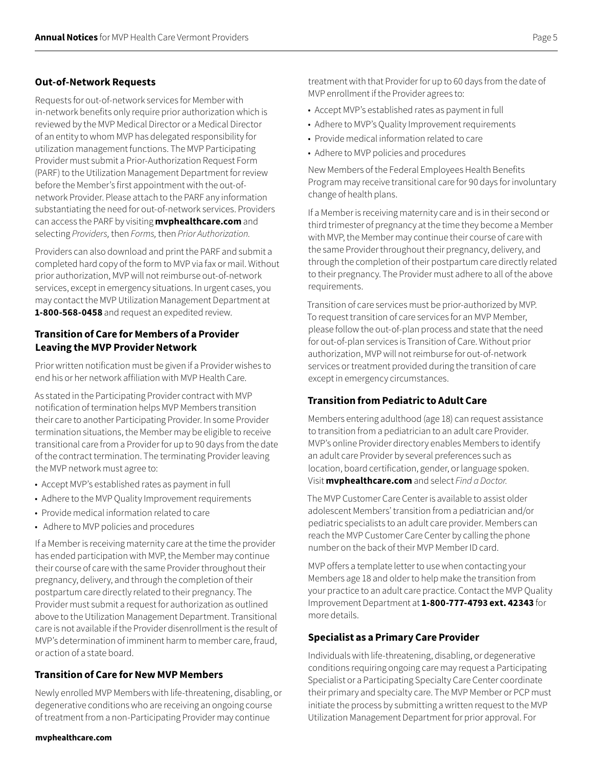### Out-of-Network Requests

Requests for out-of-network services for Member with in-network benefits only require prior authorization which is reviewed by the MVP Medical Director or a Medical Director of an entity to whom MVP has delegated responsibility for utilization management functions. The MVP Participating Provider must submit a Prior-Authorization Request Form (PARF) to the Utilization Management Department for review before the Member's first appointment with the out-of-network Provider. Please attach to the PARF any information substantiating the need for out-of-network services. Providers can access the PARF by visiting **mvphealthcare.com** and selecting *Providers,* then *Forms,* then *Prior Authorization.*

Providers can also download and print the PARF and submit a completed hard copy of the form to MVP via fax or mail. Without prior authorization, MVP will not reimburse out-of-network services, except in emergency situations. In urgent cases, you may contact the MVP Utilization Management Department at **1-800-568-0458** and request an expedited review.

### Transition of Care for Members of a Provider Leaving the MVP Provider Network

Prior written notification must be given if a Provider wishes to end his or her network affiliation with MVP Health Care.

As stated in the Participating Provider contract with MVP notification of termination helps MVP Members transition their care to another Participating Provider. In some Provider termination situations, the Member may be eligible to receive transitional care from a Provider for up to 90 days from the date of the contract termination. The terminating Provider leaving the MVP network must agree to:

- Accept MVP's established rates as payment in full
- Adhere to the MVP Quality Improvement requirements
- Provide medical information related to care
- Adhere to MVP policies and procedures

If a Member is receiving maternity care at the time the provider has ended participation with MVP, the Member may continue their course of care with the same Provider throughout their pregnancy, delivery, and through the completion of their postpartum care directly related to their pregnancy. The Provider must submit a request for authorization as outlined above to the Utilization Management Department. Transitional care is not available if the Provider disenrollment is the result of MVP's determination of imminent harm to member care, fraud, or action of a state board.

### Transition of Care for New MVP Members

Newly enrolled MVP Members with life-threatening, disabling, or degenerative conditions who are receiving an ongoing course of treatment from a non-Participating Provider may continue treatment with that Provider for up to 60 days from the date of MVP enrollment if the Provider agrees to:

- Accept MVP's established rates as payment in full
- Adhere to MVP's Quality Improvement requirements
- Provide medical information related to care
- Adhere to MVP policies and procedures

New Members of the Federal Employees Health Benefits Program may receive transitional care for 90 days for involuntary change of health plans.

If a Member is receiving maternity care and is in their second or third trimester of pregnancy at the time they become a Member with MVP, the Member may continue their course of care with the same Provider throughout their pregnancy, delivery, and through the completion of their postpartum care directly related to their pregnancy. The Provider must adhere to all of the above requirements.

Transition of care services must be prior-authorized by MVP. To request transition of care services for an MVP Member, please follow the out-of-plan process and state that the need for out-of-plan services is Transition of Care. Without prior authorization, MVP will not reimburse for out-of-network services or treatment provided during the transition of care except in emergency circumstances.

### Transition from Pediatric to Adult Care

Members entering adulthood (age 18) can request assistance to transition from a pediatrician to an adult care Provider. MVP's online Provider directory enables Members to identify an adult care Provider by several preferences such as location, board certification, gender, or language spoken. Visit **mvphealthcare.com** and select *Find a Doctor.*

The MVP Customer Care Center is available to assist older adolescent Members' transition from a pediatrician and/or pediatric specialists to an adult care provider. Members can reach the MVP Customer Care Center by calling the phone number on the back of their MVP Member ID card.

MVP offers a template letter to use when contacting your Members age 18 and older to help make the transition from your practice to an adult care practice. Contact the MVP Quality Improvement Department at **1-800-777-4793 ext. 42343** for more details.

### Specialist as a Primary Care Provider

Individuals with life-threatening, disabling, or degenerative conditions requiring ongoing care may request a Participating Specialist or a Participating Specialty Care Center coordinate their primary and specialty care. The MVP Member or PCP must initiate the process by submitting a written request to the MVP Utilization Management Department for prior approval. For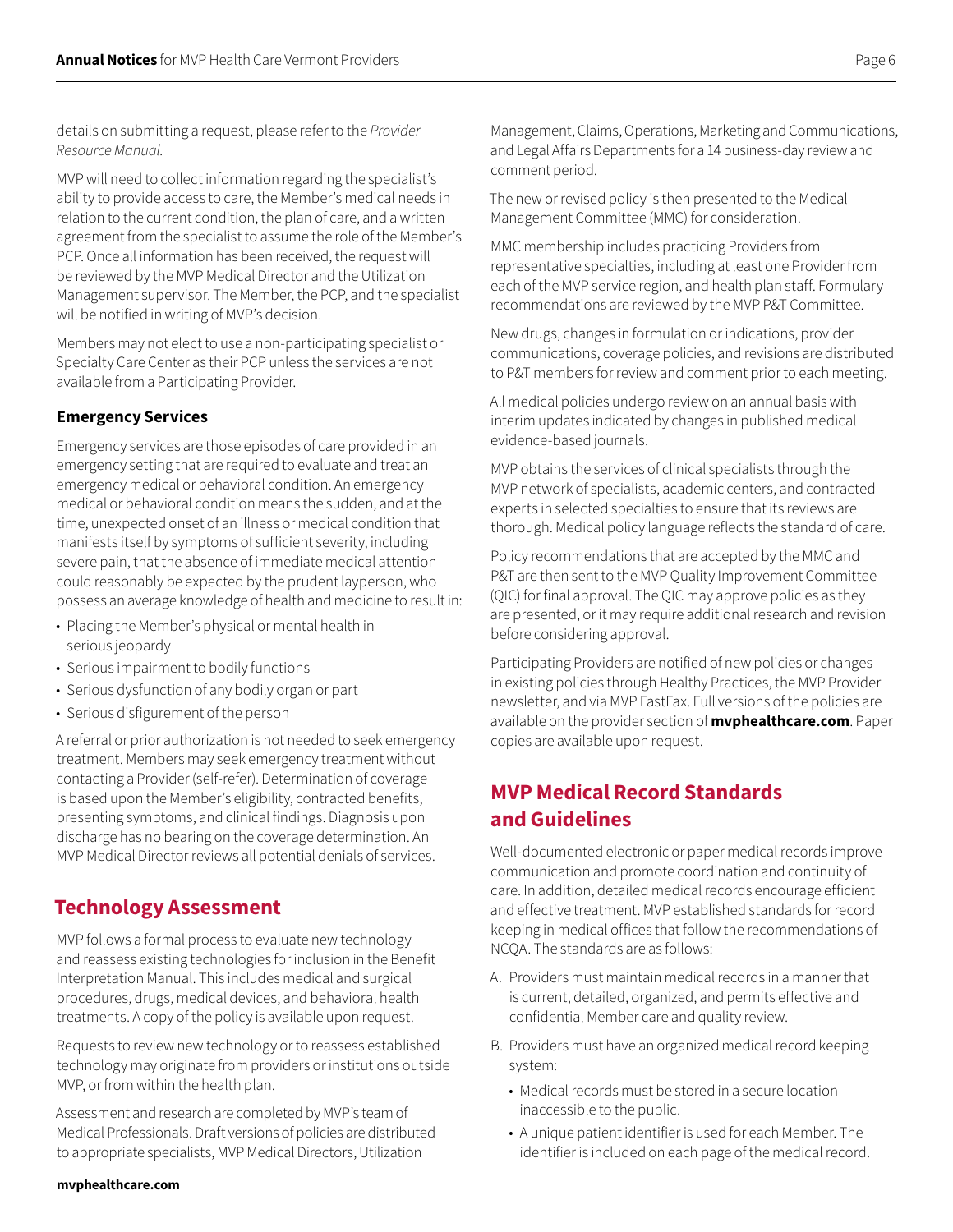details on submitting a request, please refer to the *Provider Resource Manual.*

MVP will need to collect information regarding the specialist's ability to provide access to care, the Member's medical needs in relation to the current condition, the plan of care, and a written agreement from the specialist to assume the role of the Member's PCP. Once all information has been received, the request will be reviewed by the MVP Medical Director and the Utilization Management supervisor. The Member, the PCP, and the specialist will be notified in writing of MVP's decision.

Members may not elect to use a non-participating specialist or Specialty Care Center as their PCP unless the services are not available from a Participating Provider.

### Emergency Services

Emergency services are those episodes of care provided in an emergency setting that are required to evaluate and treat an emergency medical or behavioral condition. An emergency medical or behavioral condition means the sudden, and at the time, unexpected onset of an illness or medical condition that manifests itself by symptoms of sufficient severity, including severe pain, that the absence of immediate medical attention could reasonably be expected by the prudent layperson, who possess an average knowledge of health and medicine to result in:

- Placing the Member's physical or mental health in serious jeopardy
- Serious impairment to bodily functions
- Serious dysfunction of any bodily organ or part
- Serious disfigurement of the person

A referral or prior authorization is not needed to seek emergency treatment. Members may seek emergency treatment without contacting a Provider (self-refer). Determination of coverage is based upon the Member's eligibility, contracted benefits, presenting symptoms, and clinical findings. Diagnosis upon discharge has no bearing on the coverage determination. An MVP Medical Director reviews all potential denials of services.

## Technology Assessment

MVP follows a formal process to evaluate new technology and reassess existing technologies for inclusion in the Benefit Interpretation Manual. This includes medical and surgical procedures, drugs, medical devices, and behavioral health treatments. A copy of the policy is available upon request.

Requests to review new technology or to reassess established technology may originate from providers or institutions outside MVP, or from within the health plan.

Assessment and research are completed by MVP's team of Medical Professionals. Draft versions of policies are distributed to appropriate specialists, MVP Medical Directors, Utilization Management, Claims, Operations, Marketing and Communications, and Legal Affairs Departments for a 14 business-day review and comment period.

The new or revised policy is then presented to the Medical Management Committee (MMC) for consideration.

MMC membership includes practicing Providers from representative specialties, including at least one Provider from each of the MVP service region, and health plan staff. Formulary recommendations are reviewed by the MVP P&T Committee.

New drugs, changes in formulation or indications, provider communications, coverage policies, and revisions are distributed to P&T members for review and comment prior to each meeting.

All medical policies undergo review on an annual basis with interim updates indicated by changes in published medical evidence-based journals.

MVP obtains the services of clinical specialists through the MVP network of specialists, academic centers, and contracted experts in selected specialties to ensure that its reviews are thorough. Medical policy language reflects the standard of care.

Policy recommendations that are accepted by the MMC and P&T are then sent to the MVP Quality Improvement Committee (QIC) for final approval. The QIC may approve policies as they are presented, or it may require additional research and revision before considering approval.

Participating Providers are notified of new policies or changes in existing policies through Healthy Practices, the MVP Provider newsletter, and via MVP FastFax. Full versions of the policies are available on the provider section of **mvphealthcare.com**. Paper copies are available upon request.

## MVP Medical Record Standards and Guidelines

Well-documented electronic or paper medical records improve communication and promote coordination and continuity of care. In addition, detailed medical records encourage efficient and effective treatment. MVP established standards for record keeping in medical offices that follow the recommendations of NCQA. The standards are as follows:

A. Providers must maintain medical records in a manner that is current, detailed, organized, and permits effective and confidential Member care and quality review.

B. Providers must have an organized medical record keeping system:
   - Medical records must be stored in a secure location inaccessible to the public.
   - A unique patient identifier is used for each Member. The identifier is included on each page of the medical record.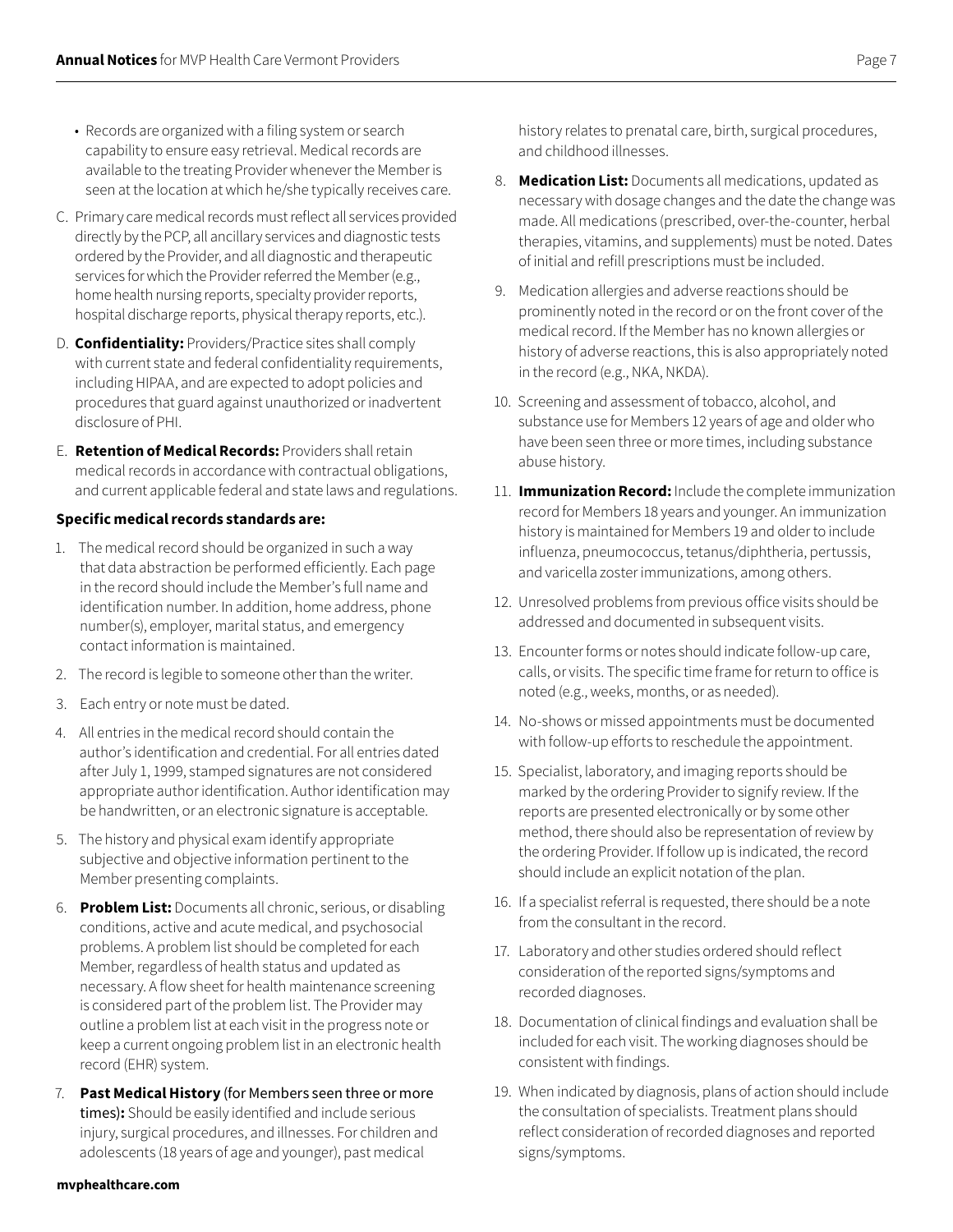- Records are organized with a filing system or search capability to ensure easy retrieval. Medical records are available to the treating Provider whenever the Member is seen at the location at which he/she typically receives care.

C. Primary care medical records must reflect all services provided directly by the PCP, all ancillary services and diagnostic tests ordered by the Provider, and all diagnostic and therapeutic services for which the Provider referred the Member (e.g., home health nursing reports, specialty provider reports, hospital discharge reports, physical therapy reports, etc.).

D. **Confidentiality:** Providers/Practice sites shall comply with current state and federal confidentiality requirements, including HIPAA, and are expected to adopt policies and procedures that guard against unauthorized or inadvertent disclosure of PHI.

E. **Retention of Medical Records:** Providers shall retain medical records in accordance with contractual obligations, and current applicable federal and state laws and regulations.

**Specific medical records standards are:**

1. The medical record should be organized in such a way that data abstraction be performed efficiently. Each page in the record should include the Member's full name and identification number. In addition, home address, phone number(s), employer, marital status, and emergency contact information is maintained.
2. The record is legible to someone other than the writer.
3. Each entry or note must be dated.
4. All entries in the medical record should contain the author's identification and credential. For all entries dated after July 1, 1999, stamped signatures are not considered appropriate author identification. Author identification may be handwritten, or an electronic signature is acceptable.
5. The history and physical exam identify appropriate subjective and objective information pertinent to the Member presenting complaints.
6. **Problem List:** Documents all chronic, serious, or disabling conditions, active and acute medical, and psychosocial problems. A problem list should be completed for each Member, regardless of health status and updated as necessary. A flow sheet for health maintenance screening is considered part of the problem list. The Provider may outline a problem list at each visit in the progress note or keep a current ongoing problem list in an electronic health record (EHR) system.
7. **Past Medical History** (for Members seen three or more times)**:** Should be easily identified and include serious injury, surgical procedures, and illnesses. For children and adolescents (18 years of age and younger), past medical history relates to prenatal care, birth, surgical procedures, and childhood illnesses.
8. **Medication List:** Documents all medications, updated as necessary with dosage changes and the date the change was made. All medications (prescribed, over-the-counter, herbal therapies, vitamins, and supplements) must be noted. Dates of initial and refill prescriptions must be included.
9. Medication allergies and adverse reactions should be prominently noted in the record or on the front cover of the medical record. If the Member has no known allergies or history of adverse reactions, this is also appropriately noted in the record (e.g., NKA, NKDA).
10. Screening and assessment of tobacco, alcohol, and substance use for Members 12 years of age and older who have been seen three or more times, including substance abuse history.
11. **Immunization Record:** Include the complete immunization record for Members 18 years and younger. An immunization history is maintained for Members 19 and older to include influenza, pneumococcus, tetanus/diphtheria, pertussis, and varicella zoster immunizations, among others.
12. Unresolved problems from previous office visits should be addressed and documented in subsequent visits.
13. Encounter forms or notes should indicate follow-up care, calls, or visits. The specific time frame for return to office is noted (e.g., weeks, months, or as needed).
14. No-shows or missed appointments must be documented with follow-up efforts to reschedule the appointment.
15. Specialist, laboratory, and imaging reports should be marked by the ordering Provider to signify review. If the reports are presented electronically or by some other method, there should also be representation of review by the ordering Provider. If follow up is indicated, the record should include an explicit notation of the plan.
16. If a specialist referral is requested, there should be a note from the consultant in the record.
17. Laboratory and other studies ordered should reflect consideration of the reported signs/symptoms and recorded diagnoses.
18. Documentation of clinical findings and evaluation shall be included for each visit. The working diagnoses should be consistent with findings.
19. When indicated by diagnosis, plans of action should include the consultation of specialists. Treatment plans should reflect consideration of recorded diagnoses and reported signs/symptoms.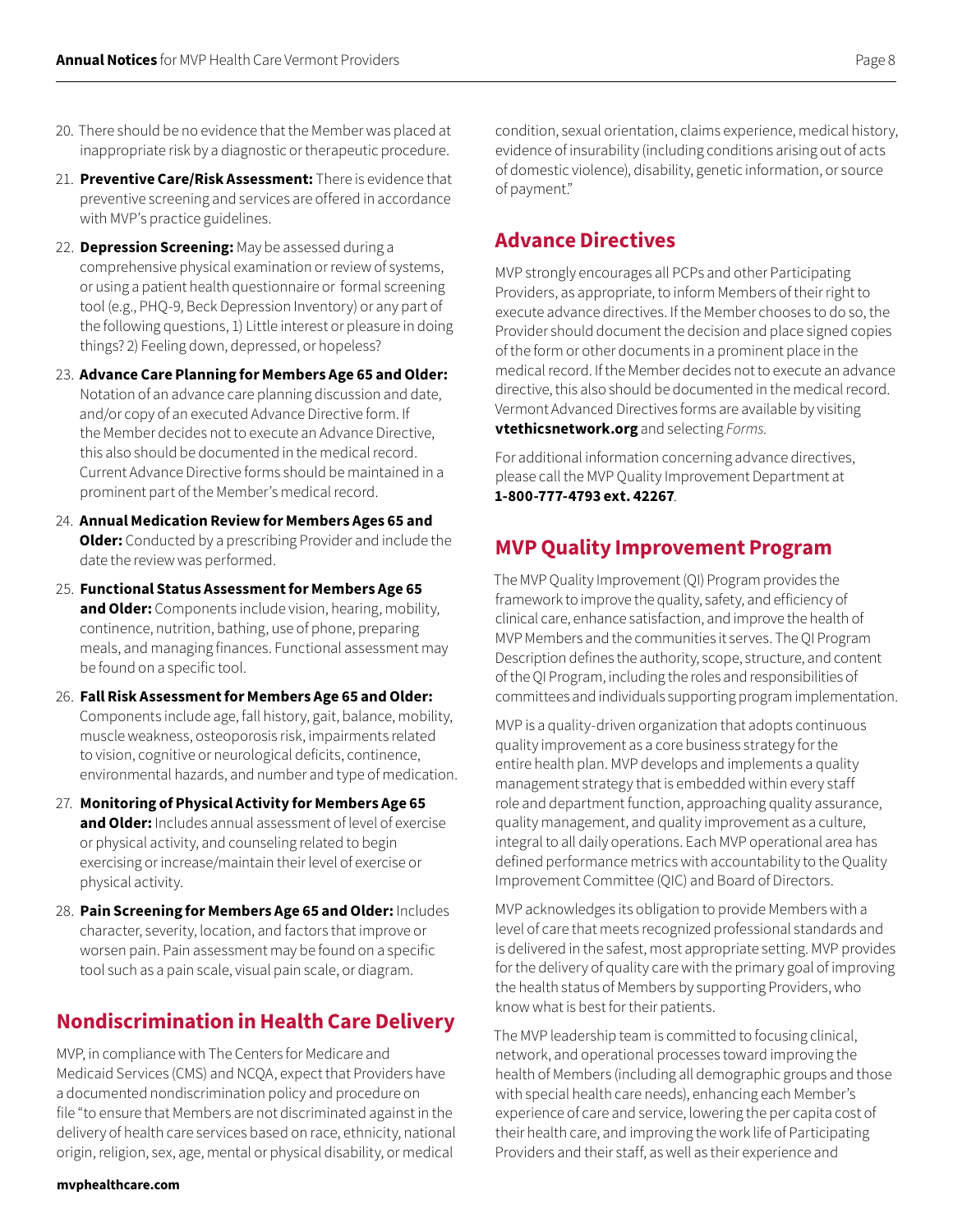20. There should be no evidence that the Member was placed at inappropriate risk by a diagnostic or therapeutic procedure.
21. **Preventive Care/Risk Assessment:** There is evidence that preventive screening and services are offered in accordance with MVP's practice guidelines.
22. **Depression Screening:** May be assessed during a comprehensive physical examination or review of systems, or using a patient health questionnaire or formal screening tool (e.g., PHQ-9, Beck Depression Inventory) or any part of the following questions, 1) Little interest or pleasure in doing things? 2) Feeling down, depressed, or hopeless?
23. **Advance Care Planning for Members Age 65 and Older:** Notation of an advance care planning discussion and date, and/or copy of an executed Advance Directive form. If the Member decides not to execute an Advance Directive, this also should be documented in the medical record. Current Advance Directive forms should be maintained in a prominent part of the Member's medical record.
24. **Annual Medication Review for Members Ages 65 and Older:** Conducted by a prescribing Provider and include the date the review was performed.
25. **Functional Status Assessment for Members Age 65 and Older:** Components include vision, hearing, mobility, continence, nutrition, bathing, use of phone, preparing meals, and managing finances. Functional assessment may be found on a specific tool.
26. **Fall Risk Assessment for Members Age 65 and Older:** Components include age, fall history, gait, balance, mobility, muscle weakness, osteoporosis risk, impairments related to vision, cognitive or neurological deficits, continence, environmental hazards, and number and type of medication.
27. **Monitoring of Physical Activity for Members Age 65 and Older:** Includes annual assessment of level of exercise or physical activity, and counseling related to begin exercising or increase/maintain their level of exercise or physical activity.
28. **Pain Screening for Members Age 65 and Older:** Includes character, severity, location, and factors that improve or worsen pain. Pain assessment may be found on a specific tool such as a pain scale, visual pain scale, or diagram.

## Nondiscrimination in Health Care Delivery

MVP, in compliance with The Centers for Medicare and Medicaid Services (CMS) and NCQA, expect that Providers have a documented nondiscrimination policy and procedure on file "to ensure that Members are not discriminated against in the delivery of health care services based on race, ethnicity, national origin, religion, sex, age, mental or physical disability, or medical condition, sexual orientation, claims experience, medical history, evidence of insurability (including conditions arising out of acts of domestic violence), disability, genetic information, or source of payment."

## Advance Directives

MVP strongly encourages all PCPs and other Participating Providers, as appropriate, to inform Members of their right to execute advance directives. If the Member chooses to do so, the Provider should document the decision and place signed copies of the form or other documents in a prominent place in the medical record. If the Member decides not to execute an advance directive, this also should be documented in the medical record. Vermont Advanced Directives forms are available by visiting **vtethicsnetwork.org** and selecting *Forms.*

For additional information concerning advance directives, please call the MVP Quality Improvement Department at **1-800-777-4793 ext. 42267**.

## MVP Quality Improvement Program

The MVP Quality Improvement (QI) Program provides the framework to improve the quality, safety, and efficiency of clinical care, enhance satisfaction, and improve the health of MVP Members and the communities it serves. The QI Program Description defines the authority, scope, structure, and content of the QI Program, including the roles and responsibilities of committees and individuals supporting program implementation.

MVP is a quality-driven organization that adopts continuous quality improvement as a core business strategy for the entire health plan. MVP develops and implements a quality management strategy that is embedded within every staff role and department function, approaching quality assurance, quality management, and quality improvement as a culture, integral to all daily operations. Each MVP operational area has defined performance metrics with accountability to the Quality Improvement Committee (QIC) and Board of Directors.

MVP acknowledges its obligation to provide Members with a level of care that meets recognized professional standards and is delivered in the safest, most appropriate setting. MVP provides for the delivery of quality care with the primary goal of improving the health status of Members by supporting Providers, who know what is best for their patients.

The MVP leadership team is committed to focusing clinical, network, and operational processes toward improving the health of Members (including all demographic groups and those with special health care needs), enhancing each Member's experience of care and service, lowering the per capita cost of their health care, and improving the work life of Participating Providers and their staff, as well as their experience and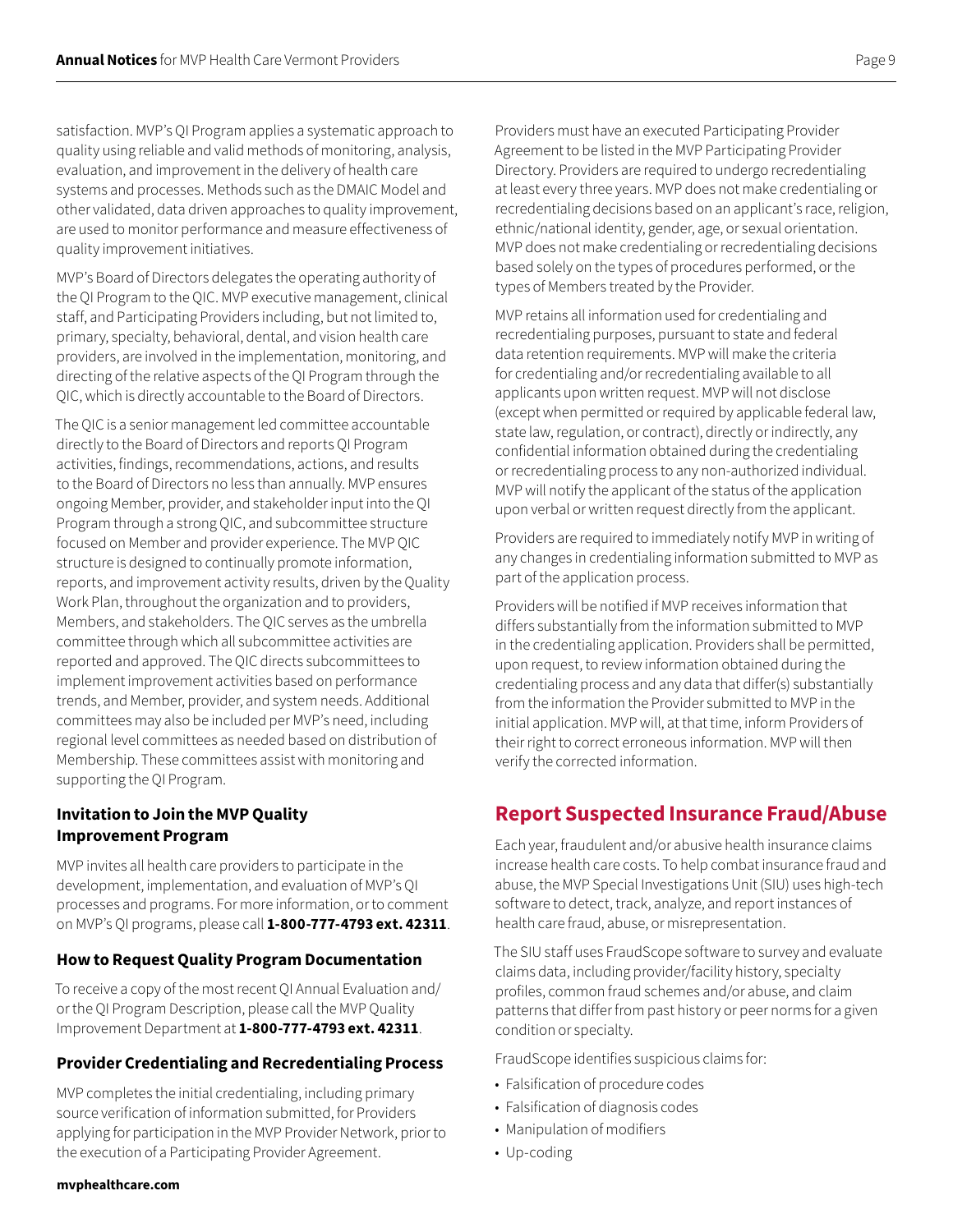satisfaction. MVP's QI Program applies a systematic approach to quality using reliable and valid methods of monitoring, analysis, evaluation, and improvement in the delivery of health care systems and processes. Methods such as the DMAIC Model and other validated, data driven approaches to quality improvement, are used to monitor performance and measure effectiveness of quality improvement initiatives.

MVP's Board of Directors delegates the operating authority of the QI Program to the QIC. MVP executive management, clinical staff, and Participating Providers including, but not limited to, primary, specialty, behavioral, dental, and vision health care providers, are involved in the implementation, monitoring, and directing of the relative aspects of the QI Program through the QIC, which is directly accountable to the Board of Directors.

The QIC is a senior management led committee accountable directly to the Board of Directors and reports QI Program activities, findings, recommendations, actions, and results to the Board of Directors no less than annually. MVP ensures ongoing Member, provider, and stakeholder input into the QI Program through a strong QIC, and subcommittee structure focused on Member and provider experience. The MVP QIC structure is designed to continually promote information, reports, and improvement activity results, driven by the Quality Work Plan, throughout the organization and to providers, Members, and stakeholders. The QIC serves as the umbrella committee through which all subcommittee activities are reported and approved. The QIC directs subcommittees to implement improvement activities based on performance trends, and Member, provider, and system needs. Additional committees may also be included per MVP's need, including regional level committees as needed based on distribution of Membership. These committees assist with monitoring and supporting the QI Program.

### Invitation to Join the MVP Quality Improvement Program

MVP invites all health care providers to participate in the development, implementation, and evaluation of MVP's QI processes and programs. For more information, or to comment on MVP's QI programs, please call **1-800-777-4793 ext. 42311**.

### How to Request Quality Program Documentation

To receive a copy of the most recent QI Annual Evaluation and/or the QI Program Description, please call the MVP Quality Improvement Department at **1-800-777-4793 ext. 42311**.

### Provider Credentialing and Recredentialing Process

MVP completes the initial credentialing, including primary source verification of information submitted, for Providers applying for participation in the MVP Provider Network, prior to the execution of a Participating Provider Agreement.

Providers must have an executed Participating Provider Agreement to be listed in the MVP Participating Provider Directory. Providers are required to undergo recredentialing at least every three years. MVP does not make credentialing or recredentialing decisions based on an applicant's race, religion, ethnic/national identity, gender, age, or sexual orientation. MVP does not make credentialing or recredentialing decisions based solely on the types of procedures performed, or the types of Members treated by the Provider.

MVP retains all information used for credentialing and recredentialing purposes, pursuant to state and federal data retention requirements. MVP will make the criteria for credentialing and/or recredentialing available to all applicants upon written request. MVP will not disclose (except when permitted or required by applicable federal law, state law, regulation, or contract), directly or indirectly, any confidential information obtained during the credentialing or recredentialing process to any non-authorized individual. MVP will notify the applicant of the status of the application upon verbal or written request directly from the applicant.

Providers are required to immediately notify MVP in writing of any changes in credentialing information submitted to MVP as part of the application process.

Providers will be notified if MVP receives information that differs substantially from the information submitted to MVP in the credentialing application. Providers shall be permitted, upon request, to review information obtained during the credentialing process and any data that differ(s) substantially from the information the Provider submitted to MVP in the initial application. MVP will, at that time, inform Providers of their right to correct erroneous information. MVP will then verify the corrected information.

## Report Suspected Insurance Fraud/Abuse

Each year, fraudulent and/or abusive health insurance claims increase health care costs. To help combat insurance fraud and abuse, the MVP Special Investigations Unit (SIU) uses high-tech software to detect, track, analyze, and report instances of health care fraud, abuse, or misrepresentation.

The SIU staff uses FraudScope software to survey and evaluate claims data, including provider/facility history, specialty profiles, common fraud schemes and/or abuse, and claim patterns that differ from past history or peer norms for a given condition or specialty.

FraudScope identifies suspicious claims for:

- Falsification of procedure codes
- Falsification of diagnosis codes
- Manipulation of modifiers
- Up-coding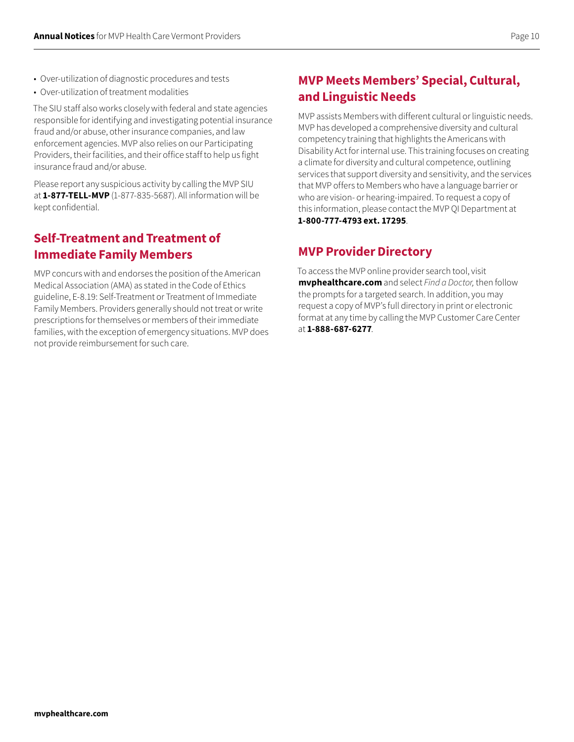- Over-utilization of diagnostic procedures and tests
- Over-utilization of treatment modalities

The SIU staff also works closely with federal and state agencies responsible for identifying and investigating potential insurance fraud and/or abuse, other insurance companies, and law enforcement agencies. MVP also relies on our Participating Providers, their facilities, and their office staff to help us fight insurance fraud and/or abuse.

Please report any suspicious activity by calling the MVP SIU at **1-877-TELL-MVP** (1-877-835-5687). All information will be kept confidential.

## Self-Treatment and Treatment of Immediate Family Members

MVP concurs with and endorses the position of the American Medical Association (AMA) as stated in the Code of Ethics guideline, E-8.19: Self-Treatment or Treatment of Immediate Family Members. Providers generally should not treat or write prescriptions for themselves or members of their immediate families, with the exception of emergency situations. MVP does not provide reimbursement for such care.

## MVP Meets Members' Special, Cultural, and Linguistic Needs

MVP assists Members with different cultural or linguistic needs. MVP has developed a comprehensive diversity and cultural competency training that highlights the Americans with Disability Act for internal use. This training focuses on creating a climate for diversity and cultural competence, outlining services that support diversity and sensitivity, and the services that MVP offers to Members who have a language barrier or who are vision- or hearing-impaired. To request a copy of this information, please contact the MVP QI Department at **1-800-777-4793 ext. 17295**.

## MVP Provider Directory

To access the MVP online provider search tool, visit **mvphealthcare.com** and select *Find a Doctor,* then follow the prompts for a targeted search. In addition, you may request a copy of MVP's full directory in print or electronic format at any time by calling the MVP Customer Care Center at **1-888-687-6277**.